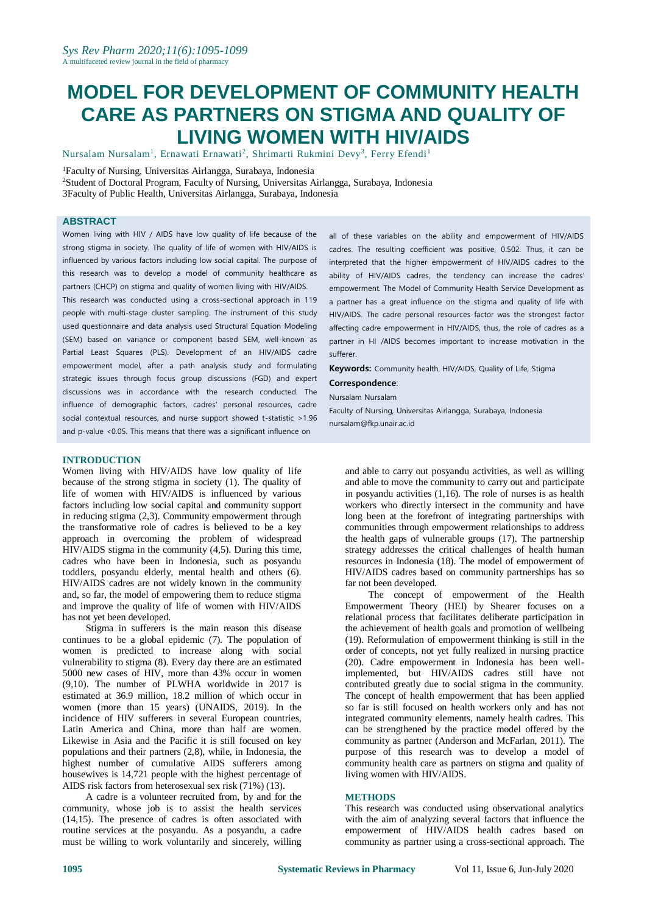# MODEL FOR DEVELOPMENT OF COMMUNITY HEALTH CARE AS PARTNERS ON STIGMA AND QUALITY OF LIVING WOMEN WITH HIV/AIDS

Nursalam Nursalam[1], Ernawati Ernawati[2], Shrimarti Rukmini Devy[3], Ferry Efendi[1]

[1]Faculty of Nursing, Universitas Airlangga, Surabaya, Indonesia
[2]Student of Doctoral Program, Faculty of Nursing, Universitas Airlangga, Surabaya, Indonesia
[3]Faculty of Public Health, Universitas Airlangga, Surabaya, Indonesia

## ABSTRACT

Women living with HIV / AIDS have low quality of life because of the strong stigma in society. The quality of life of women with HIV/AIDS is influenced by various factors including low social capital. The purpose of this research was to develop a model of community healthcare as partners (CHCP) on stigma and quality of women living with HIV/AIDS.

This research was conducted using a cross-sectional approach in 119 people with multi-stage cluster sampling. The instrument of this study used questionnaire and data analysis used Structural Equation Modeling (SEM) based on variance or component based SEM, well-known as Partial Least Squares (PLS). Development of an HIV/AIDS cadre empowerment model, after a path analysis study and formulating strategic issues through focus group discussions (FGD) and expert discussions was in accordance with the research conducted. The influence of demographic factors, cadres' personal resources, cadre social contextual resources, and nurse support showed t-statistic >1.96 and p-value <0.05. This means that there was a significant influence on all of these variables on the ability and empowerment of HIV/AIDS cadres. The resulting coefficient was positive, 0.502. Thus, it can be interpreted that the higher empowerment of HIV/AIDS cadres to the ability of HIV/AIDS cadres, the tendency can increase the cadres' empowerment. The Model of Community Health Service Development as a partner has a great influence on the stigma and quality of life with HIV/AIDS. The cadre personal resources factor was the strongest factor affecting cadre empowerment in HIV/AIDS, thus, the role of cadres as a partner in HI /AIDS becomes important to increase motivation in the sufferer.

**Keywords:** Community health, HIV/AIDS, Quality of Life, Stigma

**Correspondence**:
Nursalam Nursalam
Faculty of Nursing, Universitas Airlangga, Surabaya, Indonesia
nursalam@fkp.unair.ac.id

## INTRODUCTION

Women living with HIV/AIDS have low quality of life because of the strong stigma in society (1). The quality of life of women with HIV/AIDS is influenced by various factors including low social capital and community support in reducing stigma (2,3). Community empowerment through the transformative role of cadres is believed to be a key approach in overcoming the problem of widespread HIV/AIDS stigma in the community (4,5). During this time, cadres who have been in Indonesia, such as posyandu toddlers, posyandu elderly, mental health and others (6). HIV/AIDS cadres are not widely known in the community and, so far, the model of empowering them to reduce stigma and improve the quality of life of women with HIV/AIDS has not yet been developed.

Stigma in sufferers is the main reason this disease continues to be a global epidemic (7). The population of women is predicted to increase along with social vulnerability to stigma (8). Every day there are an estimated 5000 new cases of HIV, more than 43% occur in women (9,10). The number of PLWHA worldwide in 2017 is estimated at 36.9 million, 18.2 million of which occur in women (more than 15 years) (UNAIDS, 2019). In the incidence of HIV sufferers in several European countries, Latin America and China, more than half are women. Likewise in Asia and the Pacific it is still focused on key populations and their partners (2,8), while, in Indonesia, the highest number of cumulative AIDS sufferers among housewives is 14,721 people with the highest percentage of AIDS risk factors from heterosexual sex risk (71%) (13).

A cadre is a volunteer recruited from, by and for the community, whose job is to assist the health services (14,15). The presence of cadres is often associated with routine services at the posyandu. As a posyandu, a cadre must be willing to work voluntarily and sincerely, willing and able to carry out posyandu activities, as well as willing and able to move the community to carry out and participate in posyandu activities (1,16). The role of nurses is as health workers who directly intersect in the community and have long been at the forefront of integrating partnerships with communities through empowerment relationships to address the health gaps of vulnerable groups (17). The partnership strategy addresses the critical challenges of health human resources in Indonesia (18). The model of empowerment of HIV/AIDS cadres based on community partnerships has so far not been developed.

The concept of empowerment of the Health Empowerment Theory (HEI) by Shearer focuses on a relational process that facilitates deliberate participation in the achievement of health goals and promotion of wellbeing (19). Reformulation of empowerment thinking is still in the order of concepts, not yet fully realized in nursing practice (20). Cadre empowerment in Indonesia has been well-implemented, but HIV/AIDS cadres still have not contributed greatly due to social stigma in the community. The concept of health empowerment that has been applied so far is still focused on health workers only and has not integrated community elements, namely health cadres. This can be strengthened by the practice model offered by the community as partner (Anderson and McFarlan, 2011). The purpose of this research was to develop a model of community health care as partners on stigma and quality of living women with HIV/AIDS.

## METHODS

This research was conducted using observational analytics with the aim of analyzing several factors that influence the empowerment of HIV/AIDS health cadres based on community as partner using a cross-sectional approach. The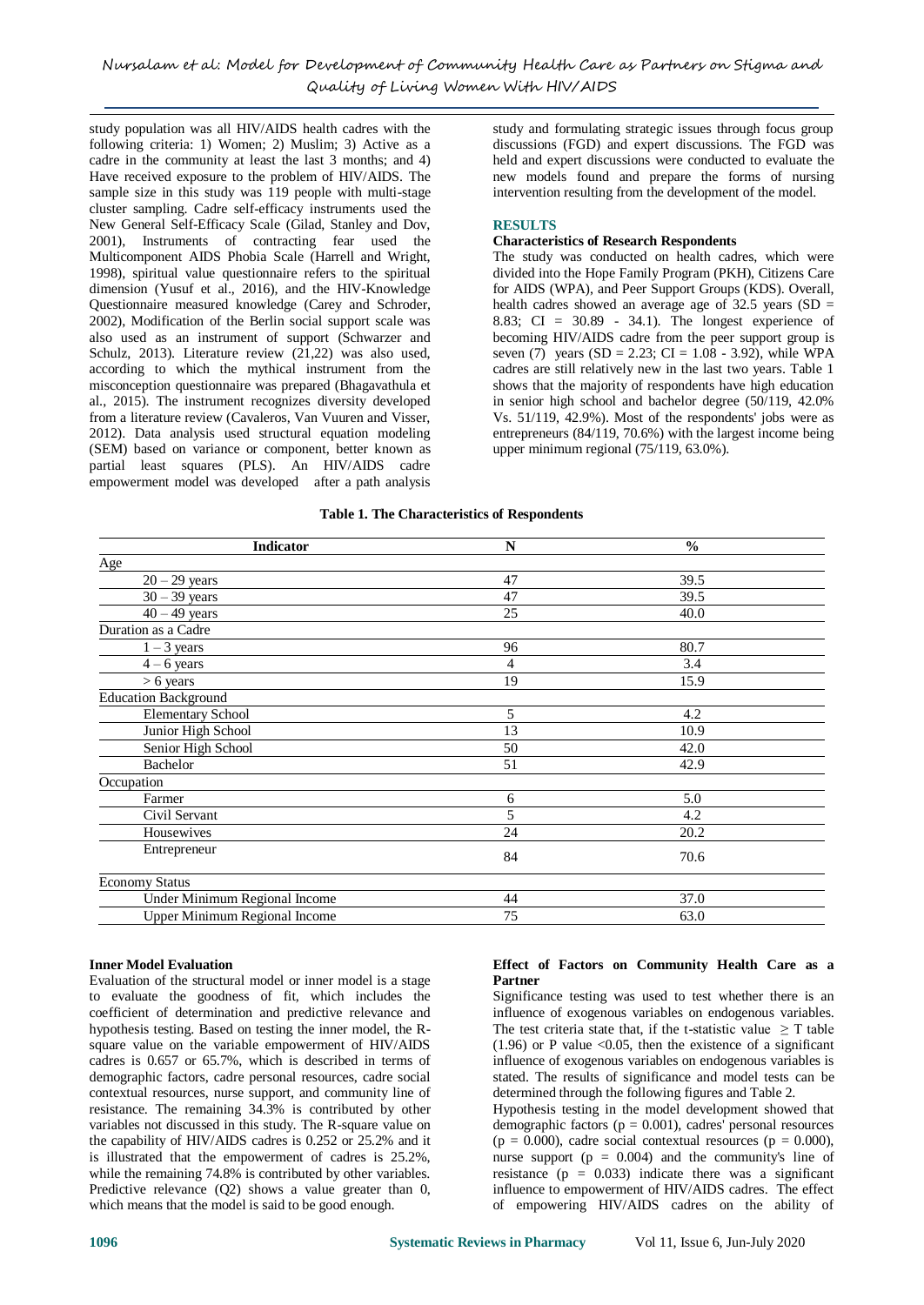study population was all HIV/AIDS health cadres with the following criteria: 1) Women; 2) Muslim; 3) Active as a cadre in the community at least the last 3 months; and 4) Have received exposure to the problem of HIV/AIDS. The sample size in this study was 119 people with multi-stage cluster sampling. Cadre self-efficacy instruments used the New General Self-Efficacy Scale (Gilad, Stanley and Dov, 2001), Instruments of contracting fear used the Multicomponent AIDS Phobia Scale (Harrell and Wright, 1998), spiritual value questionnaire refers to the spiritual dimension (Yusuf et al., 2016), and the HIV-Knowledge Questionnaire measured knowledge (Carey and Schroder, 2002), Modification of the Berlin social support scale was also used as an instrument of support (Schwarzer and Schulz, 2013). Literature review (21,22) was also used, according to which the mythical instrument from the misconception questionnaire was prepared (Bhagavathula et al., 2015). The instrument recognizes diversity developed from a literature review (Cavaleros, Van Vuuren and Visser, 2012). Data analysis used structural equation modeling (SEM) based on variance or component, better known as partial least squares (PLS). An HIV/AIDS cadre empowerment model was developed after a path analysis study and formulating strategic issues through focus group discussions (FGD) and expert discussions. The FGD was held and expert discussions were conducted to evaluate the new models found and prepare the forms of nursing intervention resulting from the development of the model.

## RESULTS

### Characteristics of Research Respondents

The study was conducted on health cadres, which were divided into the Hope Family Program (PKH), Citizens Care for AIDS (WPA), and Peer Support Groups (KDS). Overall, health cadres showed an average age of 32.5 years (SD = 8.83; CI = 30.89 - 34.1). The longest experience of becoming HIV/AIDS cadre from the peer support group is seven (7) years (SD = 2.23; CI = 1.08 - 3.92), while WPA cadres are still relatively new in the last two years. Table 1 shows that the majority of respondents have high education in senior high school and bachelor degree (50/119, 42.0% Vs. 51/119, 42.9%). Most of the respondents' jobs were as entrepreneurs (84/119, 70.6%) with the largest income being upper minimum regional (75/119, 63.0%).

**Table 1. The Characteristics of Respondents**

| Indicator | N | % |
|---|---|---|
| Age | | |
| 20 – 29 years | 47 | 39.5 |
| 30 – 39 years | 47 | 39.5 |
| 40 – 49 years | 25 | 40.0 |
| Duration as a Cadre | | |
| 1 – 3 years | 96 | 80.7 |
| 4 – 6 years | 4 | 3.4 |
| > 6 years | 19 | 15.9 |
| Education Background | | |
| Elementary School | 5 | 4.2 |
| Junior High School | 13 | 10.9 |
| Senior High School | 50 | 42.0 |
| Bachelor | 51 | 42.9 |
| Occupation | | |
| Farmer | 6 | 5.0 |
| Civil Servant | 5 | 4.2 |
| Housewives | 24 | 20.2 |
| Entrepreneur | 84 | 70.6 |
| Economy Status | | |
| Under Minimum Regional Income | 44 | 37.0 |
| Upper Minimum Regional Income | 75 | 63.0 |

### Inner Model Evaluation

Evaluation of the structural model or inner model is a stage to evaluate the goodness of fit, which includes the coefficient of determination and predictive relevance and hypothesis testing. Based on testing the inner model, the R-square value on the variable empowerment of HIV/AIDS cadres is 0.657 or 65.7%, which is described in terms of demographic factors, cadre personal resources, cadre social contextual resources, nurse support, and community line of resistance. The remaining 34.3% is contributed by other variables not discussed in this study. The R-square value on the capability of HIV/AIDS cadres is 0.252 or 25.2% and it is illustrated that the empowerment of cadres is 25.2%, while the remaining 74.8% is contributed by other variables. Predictive relevance (Q2) shows a value greater than 0, which means that the model is said to be good enough.

### Effect of Factors on Community Health Care as a Partner

Significance testing was used to test whether there is an influence of exogenous variables on endogenous variables. The test criteria state that, if the t-statistic value $\geq$ T table (1.96) or P value $<0.05$, then the existence of a significant influence of exogenous variables on endogenous variables is stated. The results of significance and model tests can be determined through the following figures and Table 2.

Hypothesis testing in the model development showed that demographic factors ($p = 0.001$), cadres' personal resources ($p = 0.000$), cadre social contextual resources ($p = 0.000$), nurse support ($p = 0.004$) and the community's line of resistance ($p = 0.033$) indicate there was a significant influence to empowerment of HIV/AIDS cadres. The effect of empowering HIV/AIDS cadres on the ability of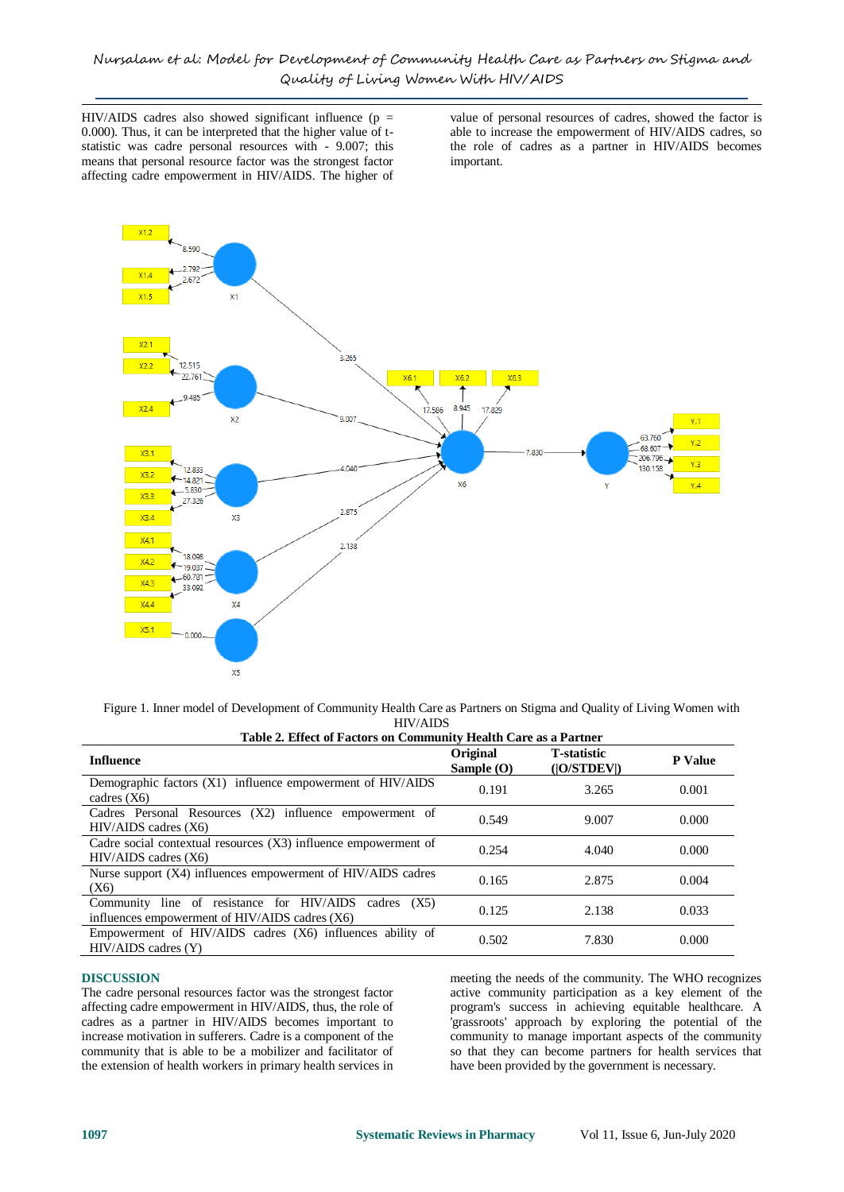HIV/AIDS cadres also showed significant influence (p = 0.000). Thus, it can be interpreted that the higher value of t-statistic was cadre personal resources with - 9.007; this means that personal resource factor was the strongest factor affecting cadre empowerment in HIV/AIDS. The higher of value of personal resources of cadres, showed the factor is able to increase the empowerment of HIV/AIDS cadres, so the role of cadres as a partner in HIV/AIDS becomes important.

Figure 1. Inner model of Development of Community Health Care as Partners on Stigma and Quality of Living Women with HIV/AIDS

**Table 2. Effect of Factors on Community Health Care as a Partner**

| Influence | Original Sample (O) | T-statistic (\|O/STDEV\|) | P Value |
|---|---|---|---|
| Demographic factors (X1) influence empowerment of HIV/AIDS cadres (X6) | 0.191 | 3.265 | 0.001 |
| Cadres Personal Resources (X2) influence empowerment of HIV/AIDS cadres (X6) | 0.549 | 9.007 | 0.000 |
| Cadre social contextual resources (X3) influence empowerment of HIV/AIDS cadres (X6) | 0.254 | 4.040 | 0.000 |
| Nurse support (X4) influences empowerment of HIV/AIDS cadres (X6) | 0.165 | 2.875 | 0.004 |
| Community line of resistance for HIV/AIDS cadres (X5) influences empowerment of HIV/AIDS cadres (X6) | 0.125 | 2.138 | 0.033 |
| Empowerment of HIV/AIDS cadres (X6) influences ability of HIV/AIDS cadres (Y) | 0.502 | 7.830 | 0.000 |

## DISCUSSION

The cadre personal resources factor was the strongest factor affecting cadre empowerment in HIV/AIDS, thus, the role of cadres as a partner in HIV/AIDS becomes important to increase motivation in sufferers. Cadre is a component of the community that is able to be a mobilizer and facilitator of the extension of health workers in primary health services in meeting the needs of the community. The WHO recognizes active community participation as a key element of the program's success in achieving equitable healthcare. A 'grassroots' approach by exploring the potential of the community to manage important aspects of the community so that they can become partners for health services that have been provided by the government is necessary.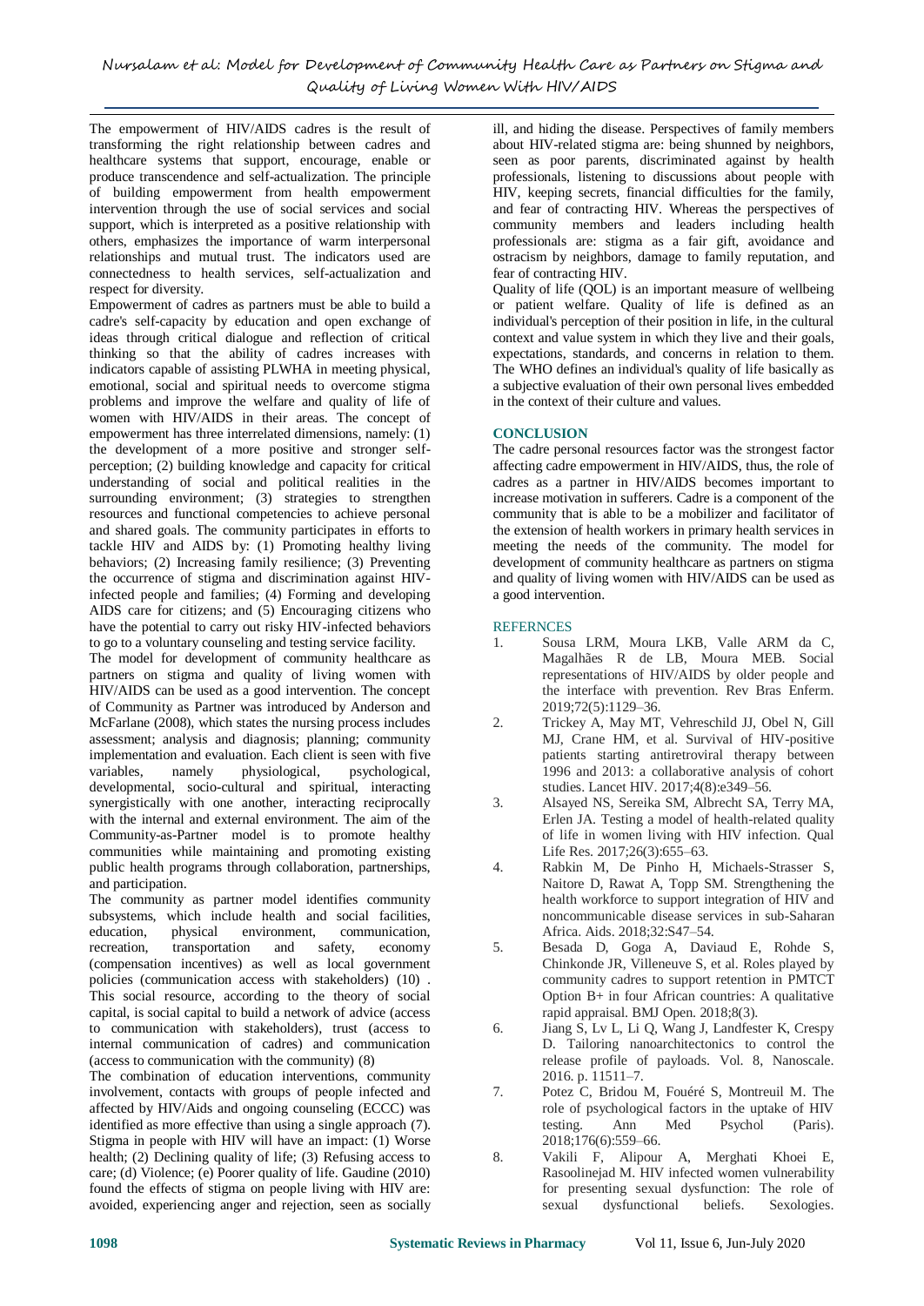The empowerment of HIV/AIDS cadres is the result of transforming the right relationship between cadres and healthcare systems that support, encourage, enable or produce transcendence and self-actualization. The principle of building empowerment from health empowerment intervention through the use of social services and social support, which is interpreted as a positive relationship with others, emphasizes the importance of warm interpersonal relationships and mutual trust. The indicators used are connectedness to health services, self-actualization and respect for diversity.

Empowerment of cadres as partners must be able to build a cadre's self-capacity by education and open exchange of ideas through critical dialogue and reflection of critical thinking so that the ability of cadres increases with indicators capable of assisting PLWHA in meeting physical, emotional, social and spiritual needs to overcome stigma problems and improve the welfare and quality of life of women with HIV/AIDS in their areas. The concept of empowerment has three interrelated dimensions, namely: (1) the development of a more positive and stronger self-perception; (2) building knowledge and capacity for critical understanding of social and political realities in the surrounding environment; (3) strategies to strengthen resources and functional competencies to achieve personal and shared goals. The community participates in efforts to tackle HIV and AIDS by: (1) Promoting healthy living behaviors; (2) Increasing family resilience; (3) Preventing the occurrence of stigma and discrimination against HIV-infected people and families; (4) Forming and developing AIDS care for citizens; and (5) Encouraging citizens who have the potential to carry out risky HIV-infected behaviors to go to a voluntary counseling and testing service facility.

The model for development of community healthcare as partners on stigma and quality of living women with HIV/AIDS can be used as a good intervention. The concept of Community as Partner was introduced by Anderson and McFarlane (2008), which states the nursing process includes assessment; analysis and diagnosis; planning; community implementation and evaluation. Each client is seen with five variables, namely physiological, psychological, developmental, socio-cultural and spiritual, interacting synergistically with one another, interacting reciprocally with the internal and external environment. The aim of the Community-as-Partner model is to promote healthy communities while maintaining and promoting existing public health programs through collaboration, partnerships, and participation.

The community as partner model identifies community subsystems, which include health and social facilities, education, physical environment, communication, recreation, transportation and safety, economy (compensation incentives) as well as local government policies (communication access with stakeholders) (10) . This social resource, according to the theory of social capital, is social capital to build a network of advice (access to communication with stakeholders), trust (access to internal communication of cadres) and communication (access to communication with the community) (8)

The combination of education interventions, community involvement, contacts with groups of people infected and affected by HIV/Aids and ongoing counseling (ECCC) was identified as more effective than using a single approach (7). Stigma in people with HIV will have an impact: (1) Worse health; (2) Declining quality of life; (3) Refusing access to care; (d) Violence; (e) Poorer quality of life. Gaudine (2010) found the effects of stigma on people living with HIV are: avoided, experiencing anger and rejection, seen as socially ill, and hiding the disease. Perspectives of family members about HIV-related stigma are: being shunned by neighbors, seen as poor parents, discriminated against by health professionals, listening to discussions about people with HIV, keeping secrets, financial difficulties for the family, and fear of contracting HIV. Whereas the perspectives of community members and leaders including health professionals are: stigma as a fair gift, avoidance and ostracism by neighbors, damage to family reputation, and fear of contracting HIV.

Quality of life (QOL) is an important measure of wellbeing or patient welfare. Quality of life is defined as an individual's perception of their position in life, in the cultural context and value system in which they live and their goals, expectations, standards, and concerns in relation to them. The WHO defines an individual's quality of life basically as a subjective evaluation of their own personal lives embedded in the context of their culture and values.

## CONCLUSION

The cadre personal resources factor was the strongest factor affecting cadre empowerment in HIV/AIDS, thus, the role of cadres as a partner in HIV/AIDS becomes important to increase motivation in sufferers. Cadre is a component of the community that is able to be a mobilizer and facilitator of the extension of health workers in primary health services in meeting the needs of the community. The model for development of community healthcare as partners on stigma and quality of living women with HIV/AIDS can be used as a good intervention.

## REFERNCES

1. Sousa LRM, Moura LKB, Valle ARM da C, Magalhães R de LB, Moura MEB. Social representations of HIV/AIDS by older people and the interface with prevention. Rev Bras Enferm. 2019;72(5):1129–36.
2. Trickey A, May MT, Vehreschild JJ, Obel N, Gill MJ, Crane HM, et al. Survival of HIV-positive patients starting antiretroviral therapy between 1996 and 2013: a collaborative analysis of cohort studies. Lancet HIV. 2017;4(8):e349–56.
3. Alsayed NS, Sereika SM, Albrecht SA, Terry MA, Erlen JA. Testing a model of health-related quality of life in women living with HIV infection. Qual Life Res. 2017;26(3):655–63.
4. Rabkin M, De Pinho H, Michaels-Strasser S, Naitore D, Rawat A, Topp SM. Strengthening the health workforce to support integration of HIV and noncommunicable disease services in sub-Saharan Africa. Aids. 2018;32:S47–54.
5. Besada D, Goga A, Daviaud E, Rohde S, Chinkonde JR, Villeneuve S, et al. Roles played by community cadres to support retention in PMTCT Option B+ in four African countries: A qualitative rapid appraisal. BMJ Open. 2018;8(3).
6. Jiang S, Lv L, Li Q, Wang J, Landfester K, Crespy D. Tailoring nanoarchitectonics to control the release profile of payloads. Vol. 8, Nanoscale. 2016. p. 11511–7.
7. Potez C, Bridou M, Fouéré S, Montreuil M. The role of psychological factors in the uptake of HIV testing. Ann Med Psychol (Paris). 2018;176(6):559–66.
8. Vakili F, Alipour A, Merghati Khoei E, Rasoolinejad M. HIV infected women vulnerability for presenting sexual dysfunction: The role of sexual dysfunctional beliefs. Sexologies.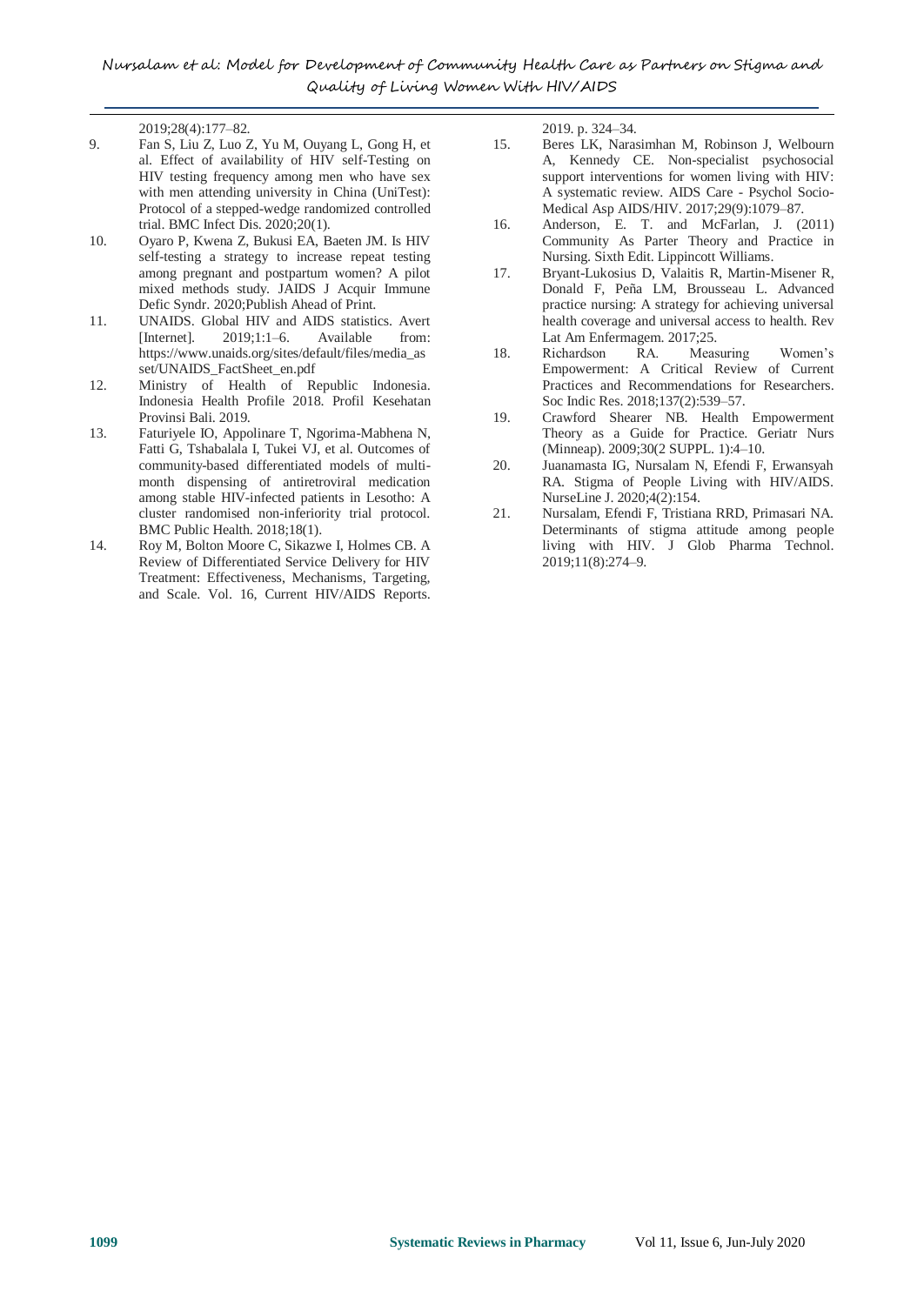2019;28(4):177–82.

9. Fan S, Liu Z, Luo Z, Yu M, Ouyang L, Gong H, et al. Effect of availability of HIV self-Testing on HIV testing frequency among men who have sex with men attending university in China (UniTest): Protocol of a stepped-wedge randomized controlled trial. BMC Infect Dis. 2020;20(1).
10. Oyaro P, Kwena Z, Bukusi EA, Baeten JM. Is HIV self-testing a strategy to increase repeat testing among pregnant and postpartum women? A pilot mixed methods study. JAIDS J Acquir Immune Defic Syndr. 2020;Publish Ahead of Print.
11. UNAIDS. Global HIV and AIDS statistics. Avert [Internet]. 2019;1:1–6. Available from: https://www.unaids.org/sites/default/files/media_asset/UNAIDS_FactSheet_en.pdf
12. Ministry of Health of Republic Indonesia. Indonesia Health Profile 2018. Profil Kesehatan Provinsi Bali. 2019.
13. Faturiyele IO, Appolinare T, Ngorima-Mabhena N, Fatti G, Tshabalala I, Tukei VJ, et al. Outcomes of community-based differentiated models of multi-month dispensing of antiretroviral medication among stable HIV-infected patients in Lesotho: A cluster randomised non-inferiority trial protocol. BMC Public Health. 2018;18(1).
14. Roy M, Bolton Moore C, Sikazwe I, Holmes CB. A Review of Differentiated Service Delivery for HIV Treatment: Effectiveness, Mechanisms, Targeting, and Scale. Vol. 16, Current HIV/AIDS Reports. 2019. p. 324–34.
15. Beres LK, Narasimhan M, Robinson J, Welbourn A, Kennedy CE. Non-specialist psychosocial support interventions for women living with HIV: A systematic review. AIDS Care - Psychol Socio-Medical Asp AIDS/HIV. 2017;29(9):1079–87.
16. Anderson, E. T. and McFarlan, J. (2011) Community As Parter Theory and Practice in Nursing. Sixth Edit. Lippincott Williams.
17. Bryant-Lukosius D, Valaitis R, Martin-Misener R, Donald F, Peña LM, Brousseau L. Advanced practice nursing: A strategy for achieving universal health coverage and universal access to health. Rev Lat Am Enfermagem. 2017;25.
18. Richardson RA. Measuring Women's Empowerment: A Critical Review of Current Practices and Recommendations for Researchers. Soc Indic Res. 2018;137(2):539–57.
19. Crawford Shearer NB. Health Empowerment Theory as a Guide for Practice. Geriatr Nurs (Minneap). 2009;30(2 SUPPL. 1):4–10.
20. Juanamasta IG, Nursalam N, Efendi F, Erwansyah RA. Stigma of People Living with HIV/AIDS. NurseLine J. 2020;4(2):154.
21. Nursalam, Efendi F, Tristiana RRD, Primasari NA. Determinants of stigma attitude among people living with HIV. J Glob Pharma Technol. 2019;11(8):274–9.